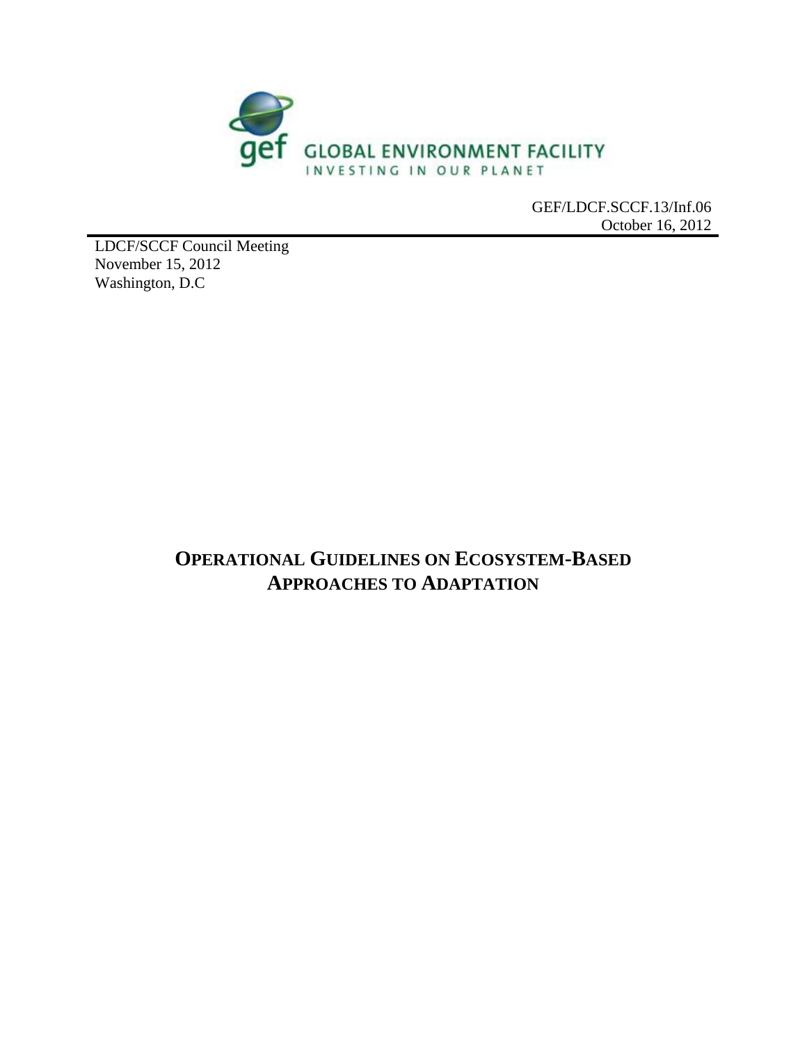GEF/LDCF.SCCF.13/Inf.06
October 16, 2012

LDCF/SCCF Council Meeting
November 15, 2012
Washington, D.C

# OPERATIONAL GUIDELINES ON ECOSYSTEM-BASED APPROACHES TO ADAPTATION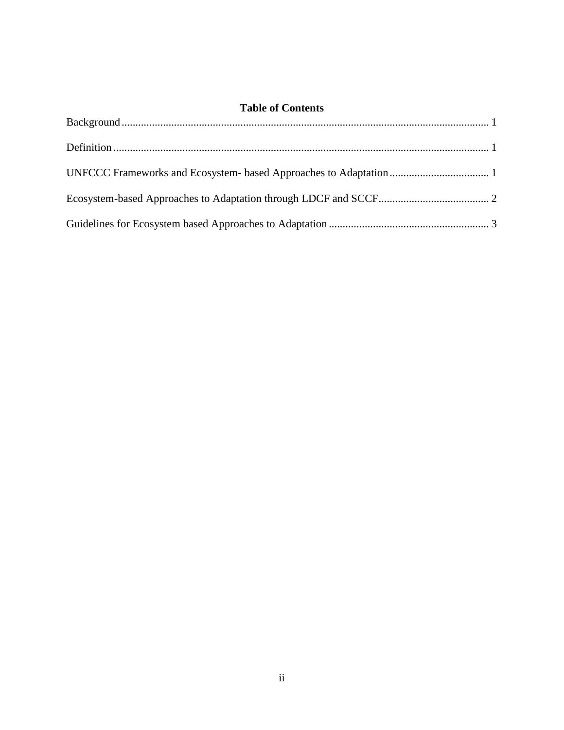# Table of Contents

Background ..... 1

Definition ..... 1

UNFCCC Frameworks and Ecosystem- based Approaches to Adaptation ..... 1

Ecosystem-based Approaches to Adaptation through LDCF and SCCF ..... 2

Guidelines for Ecosystem based Approaches to Adaptation ..... 3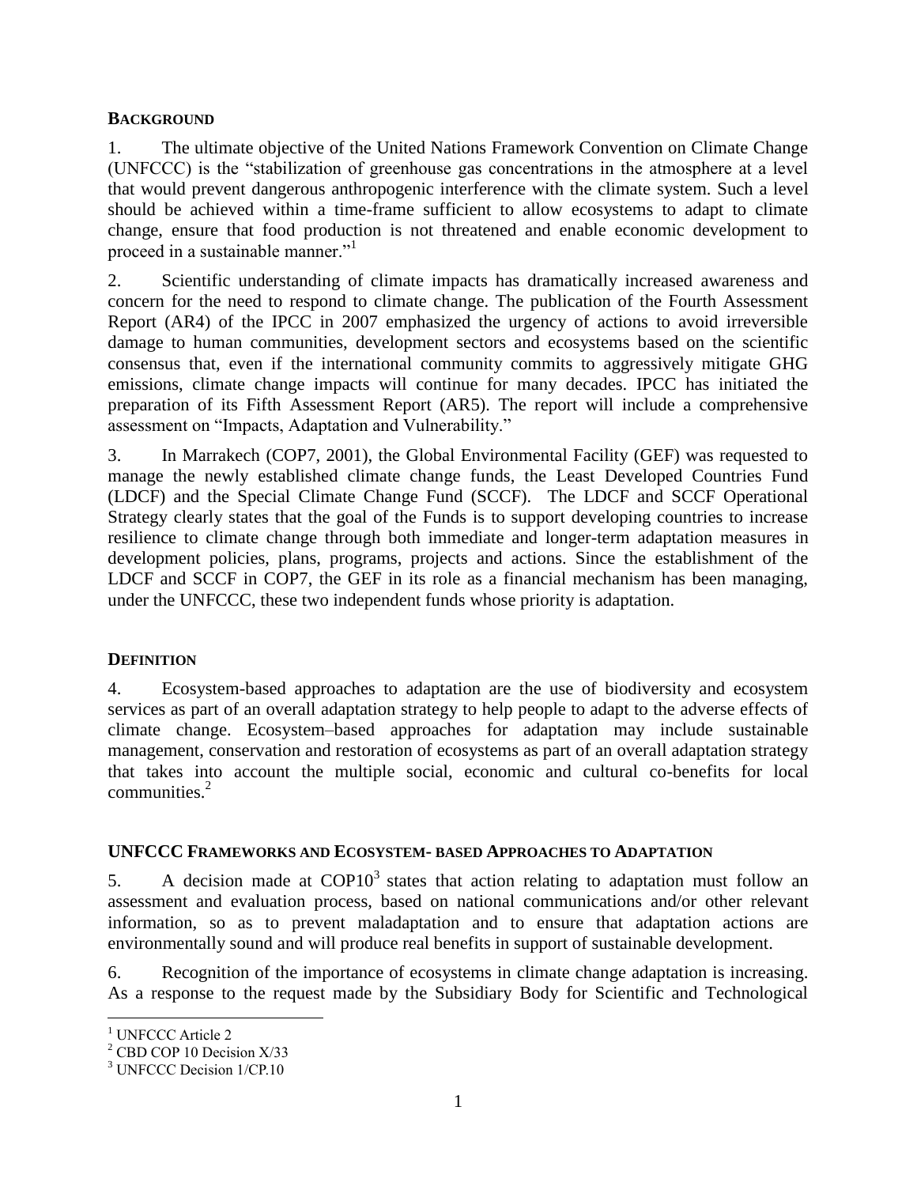## BACKGROUND

1. The ultimate objective of the United Nations Framework Convention on Climate Change (UNFCCC) is the "stabilization of greenhouse gas concentrations in the atmosphere at a level that would prevent dangerous anthropogenic interference with the climate system. Such a level should be achieved within a time-frame sufficient to allow ecosystems to adapt to climate change, ensure that food production is not threatened and enable economic development to proceed in a sustainable manner."[1]

2. Scientific understanding of climate impacts has dramatically increased awareness and concern for the need to respond to climate change. The publication of the Fourth Assessment Report (AR4) of the IPCC in 2007 emphasized the urgency of actions to avoid irreversible damage to human communities, development sectors and ecosystems based on the scientific consensus that, even if the international community commits to aggressively mitigate GHG emissions, climate change impacts will continue for many decades. IPCC has initiated the preparation of its Fifth Assessment Report (AR5). The report will include a comprehensive assessment on "Impacts, Adaptation and Vulnerability."

3. In Marrakech (COP7, 2001), the Global Environmental Facility (GEF) was requested to manage the newly established climate change funds, the Least Developed Countries Fund (LDCF) and the Special Climate Change Fund (SCCF). The LDCF and SCCF Operational Strategy clearly states that the goal of the Funds is to support developing countries to increase resilience to climate change through both immediate and longer-term adaptation measures in development policies, plans, programs, projects and actions. Since the establishment of the LDCF and SCCF in COP7, the GEF in its role as a financial mechanism has been managing, under the UNFCCC, these two independent funds whose priority is adaptation.

## DEFINITION

4. Ecosystem-based approaches to adaptation are the use of biodiversity and ecosystem services as part of an overall adaptation strategy to help people to adapt to the adverse effects of climate change. Ecosystem–based approaches for adaptation may include sustainable management, conservation and restoration of ecosystems as part of an overall adaptation strategy that takes into account the multiple social, economic and cultural co-benefits for local communities.[2]

## UNFCCC FRAMEWORKS AND ECOSYSTEM- BASED APPROACHES TO ADAPTATION

5. A decision made at COP10[3] states that action relating to adaptation must follow an assessment and evaluation process, based on national communications and/or other relevant information, so as to prevent maladaptation and to ensure that adaptation actions are environmentally sound and will produce real benefits in support of sustainable development.

6. Recognition of the importance of ecosystems in climate change adaptation is increasing. As a response to the request made by the Subsidiary Body for Scientific and Technological

---

[1] UNFCCC Article 2

[2] CBD COP 10 Decision X/33

[3] UNFCCC Decision 1/CP.10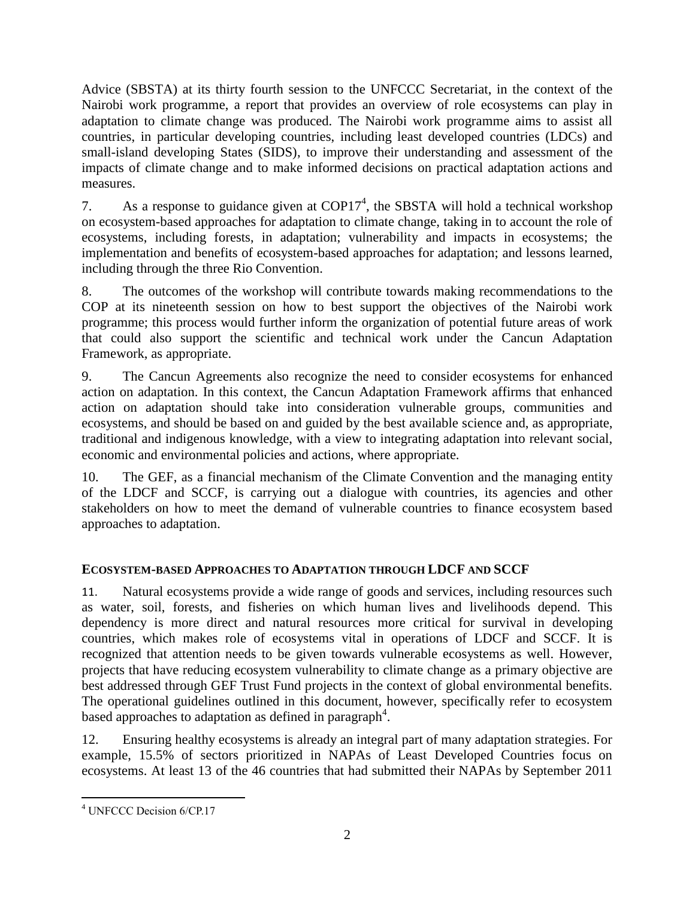Advice (SBSTA) at its thirty fourth session to the UNFCCC Secretariat, in the context of the Nairobi work programme, a report that provides an overview of role ecosystems can play in adaptation to climate change was produced. The Nairobi work programme aims to assist all countries, in particular developing countries, including least developed countries (LDCs) and small-island developing States (SIDS), to improve their understanding and assessment of the impacts of climate change and to make informed decisions on practical adaptation actions and measures.

7. As a response to guidance given at COP17[4], the SBSTA will hold a technical workshop on ecosystem-based approaches for adaptation to climate change, taking in to account the role of ecosystems, including forests, in adaptation; vulnerability and impacts in ecosystems; the implementation and benefits of ecosystem-based approaches for adaptation; and lessons learned, including through the three Rio Convention.

8. The outcomes of the workshop will contribute towards making recommendations to the COP at its nineteenth session on how to best support the objectives of the Nairobi work programme; this process would further inform the organization of potential future areas of work that could also support the scientific and technical work under the Cancun Adaptation Framework, as appropriate.

9. The Cancun Agreements also recognize the need to consider ecosystems for enhanced action on adaptation. In this context, the Cancun Adaptation Framework affirms that enhanced action on adaptation should take into consideration vulnerable groups, communities and ecosystems, and should be based on and guided by the best available science and, as appropriate, traditional and indigenous knowledge, with a view to integrating adaptation into relevant social, economic and environmental policies and actions, where appropriate.

10. The GEF, as a financial mechanism of the Climate Convention and the managing entity of the LDCF and SCCF, is carrying out a dialogue with countries, its agencies and other stakeholders on how to meet the demand of vulnerable countries to finance ecosystem based approaches to adaptation.

## ECOSYSTEM-BASED APPROACHES TO ADAPTATION THROUGH LDCF AND SCCF

11. Natural ecosystems provide a wide range of goods and services, including resources such as water, soil, forests, and fisheries on which human lives and livelihoods depend. This dependency is more direct and natural resources more critical for survival in developing countries, which makes role of ecosystems vital in operations of LDCF and SCCF. It is recognized that attention needs to be given towards vulnerable ecosystems as well. However, projects that have reducing ecosystem vulnerability to climate change as a primary objective are best addressed through GEF Trust Fund projects in the context of global environmental benefits. The operational guidelines outlined in this document, however, specifically refer to ecosystem based approaches to adaptation as defined in paragraph[4].

12. Ensuring healthy ecosystems is already an integral part of many adaptation strategies. For example, 15.5% of sectors prioritized in NAPAs of Least Developed Countries focus on ecosystems. At least 13 of the 46 countries that had submitted their NAPAs by September 2011

---

[4] UNFCCC Decision 6/CP.17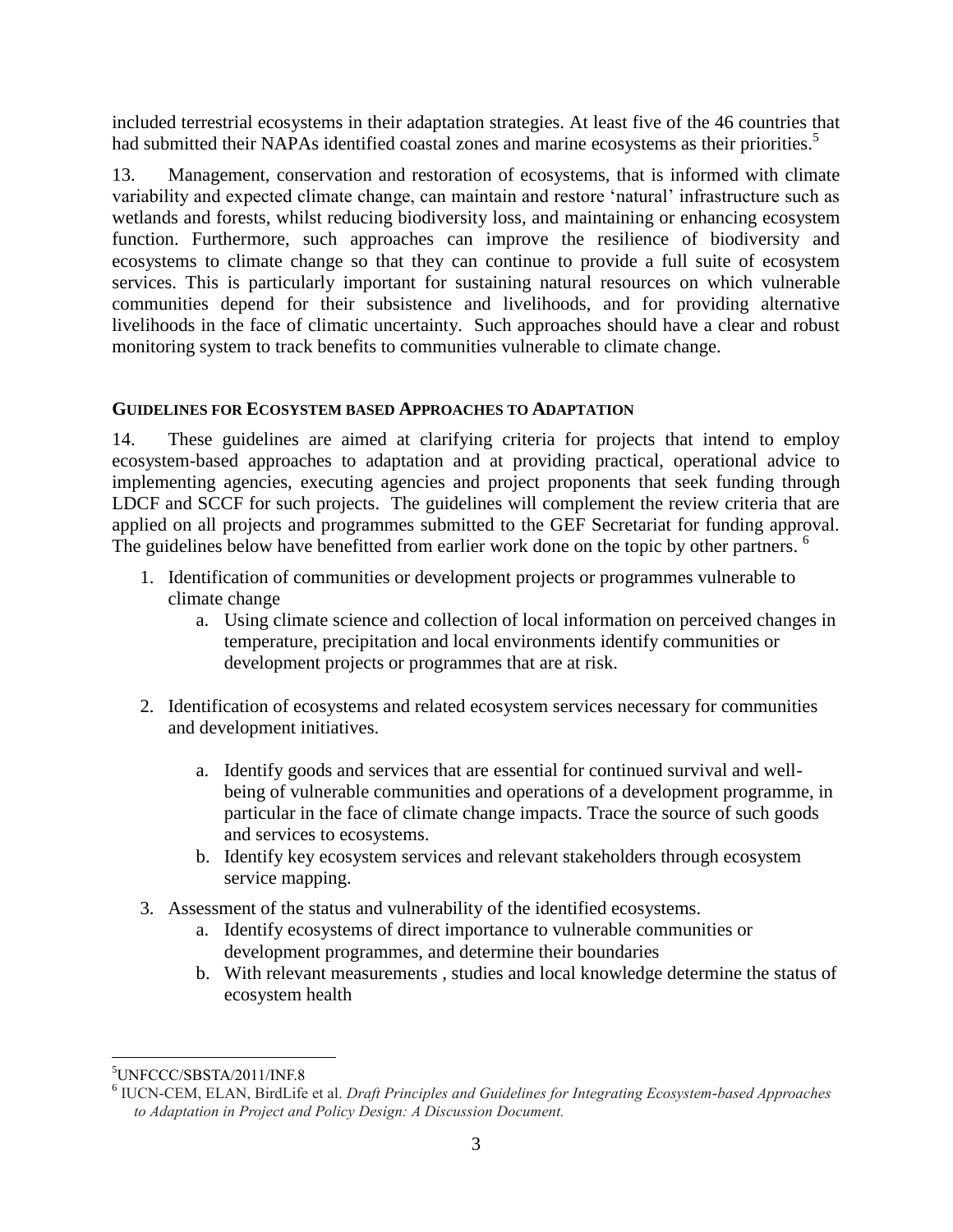included terrestrial ecosystems in their adaptation strategies. At least five of the 46 countries that had submitted their NAPAs identified coastal zones and marine ecosystems as their priorities.[5]

13. Management, conservation and restoration of ecosystems, that is informed with climate variability and expected climate change, can maintain and restore 'natural' infrastructure such as wetlands and forests, whilst reducing biodiversity loss, and maintaining or enhancing ecosystem function. Furthermore, such approaches can improve the resilience of biodiversity and ecosystems to climate change so that they can continue to provide a full suite of ecosystem services. This is particularly important for sustaining natural resources on which vulnerable communities depend for their subsistence and livelihoods, and for providing alternative livelihoods in the face of climatic uncertainty. Such approaches should have a clear and robust monitoring system to track benefits to communities vulnerable to climate change.

## GUIDELINES FOR ECOSYSTEM BASED APPROACHES TO ADAPTATION

14. These guidelines are aimed at clarifying criteria for projects that intend to employ ecosystem-based approaches to adaptation and at providing practical, operational advice to implementing agencies, executing agencies and project proponents that seek funding through LDCF and SCCF for such projects. The guidelines will complement the review criteria that are applied on all projects and programmes submitted to the GEF Secretariat for funding approval. The guidelines below have benefitted from earlier work done on the topic by other partners. [6]

1. Identification of communities or development projects or programmes vulnerable to climate change
   a. Using climate science and collection of local information on perceived changes in temperature, precipitation and local environments identify communities or development projects or programmes that are at risk.

2. Identification of ecosystems and related ecosystem services necessary for communities and development initiatives.

   a. Identify goods and services that are essential for continued survival and well-being of vulnerable communities and operations of a development programme, in particular in the face of climate change impacts. Trace the source of such goods and services to ecosystems.
   b. Identify key ecosystem services and relevant stakeholders through ecosystem service mapping.

3. Assessment of the status and vulnerability of the identified ecosystems.
   a. Identify ecosystems of direct importance to vulnerable communities or development programmes, and determine their boundaries
   b. With relevant measurements , studies and local knowledge determine the status of ecosystem health

---

[5] UNFCCC/SBSTA/2011/INF.8

[6] IUCN-CEM, ELAN, BirdLife et al. *Draft Principles and Guidelines for Integrating Ecosystem-based Approaches to Adaptation in Project and Policy Design: A Discussion Document.*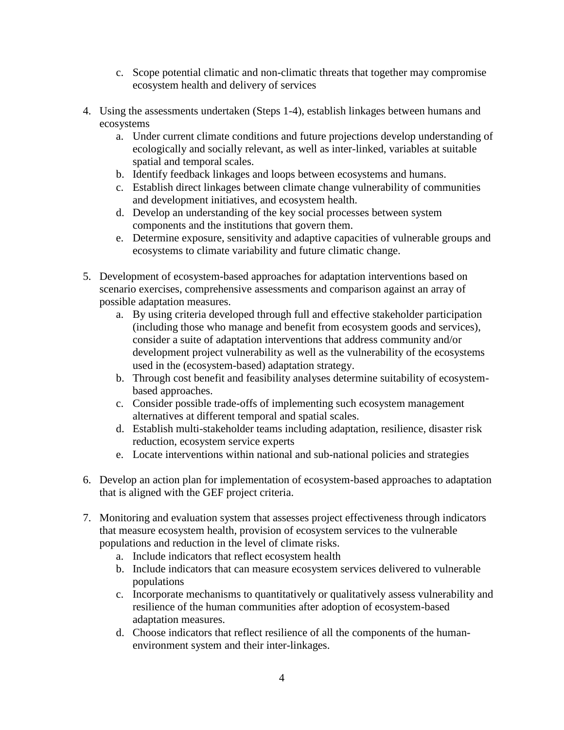c. Scope potential climatic and non-climatic threats that together may compromise ecosystem health and delivery of services

4. Using the assessments undertaken (Steps 1-4), establish linkages between humans and ecosystems
   a. Under current climate conditions and future projections develop understanding of ecologically and socially relevant, as well as inter-linked, variables at suitable spatial and temporal scales.
   b. Identify feedback linkages and loops between ecosystems and humans.
   c. Establish direct linkages between climate change vulnerability of communities and development initiatives, and ecosystem health.
   d. Develop an understanding of the key social processes between system components and the institutions that govern them.
   e. Determine exposure, sensitivity and adaptive capacities of vulnerable groups and ecosystems to climate variability and future climatic change.

5. Development of ecosystem-based approaches for adaptation interventions based on scenario exercises, comprehensive assessments and comparison against an array of possible adaptation measures.
   a. By using criteria developed through full and effective stakeholder participation (including those who manage and benefit from ecosystem goods and services), consider a suite of adaptation interventions that address community and/or development project vulnerability as well as the vulnerability of the ecosystems used in the (ecosystem-based) adaptation strategy.
   b. Through cost benefit and feasibility analyses determine suitability of ecosystem-based approaches.
   c. Consider possible trade-offs of implementing such ecosystem management alternatives at different temporal and spatial scales.
   d. Establish multi-stakeholder teams including adaptation, resilience, disaster risk reduction, ecosystem service experts
   e. Locate interventions within national and sub-national policies and strategies

6. Develop an action plan for implementation of ecosystem-based approaches to adaptation that is aligned with the GEF project criteria.

7. Monitoring and evaluation system that assesses project effectiveness through indicators that measure ecosystem health, provision of ecosystem services to the vulnerable populations and reduction in the level of climate risks.
   a. Include indicators that reflect ecosystem health
   b. Include indicators that can measure ecosystem services delivered to vulnerable populations
   c. Incorporate mechanisms to quantitatively or qualitatively assess vulnerability and resilience of the human communities after adoption of ecosystem-based adaptation measures.
   d. Choose indicators that reflect resilience of all the components of the human-environment system and their inter-linkages.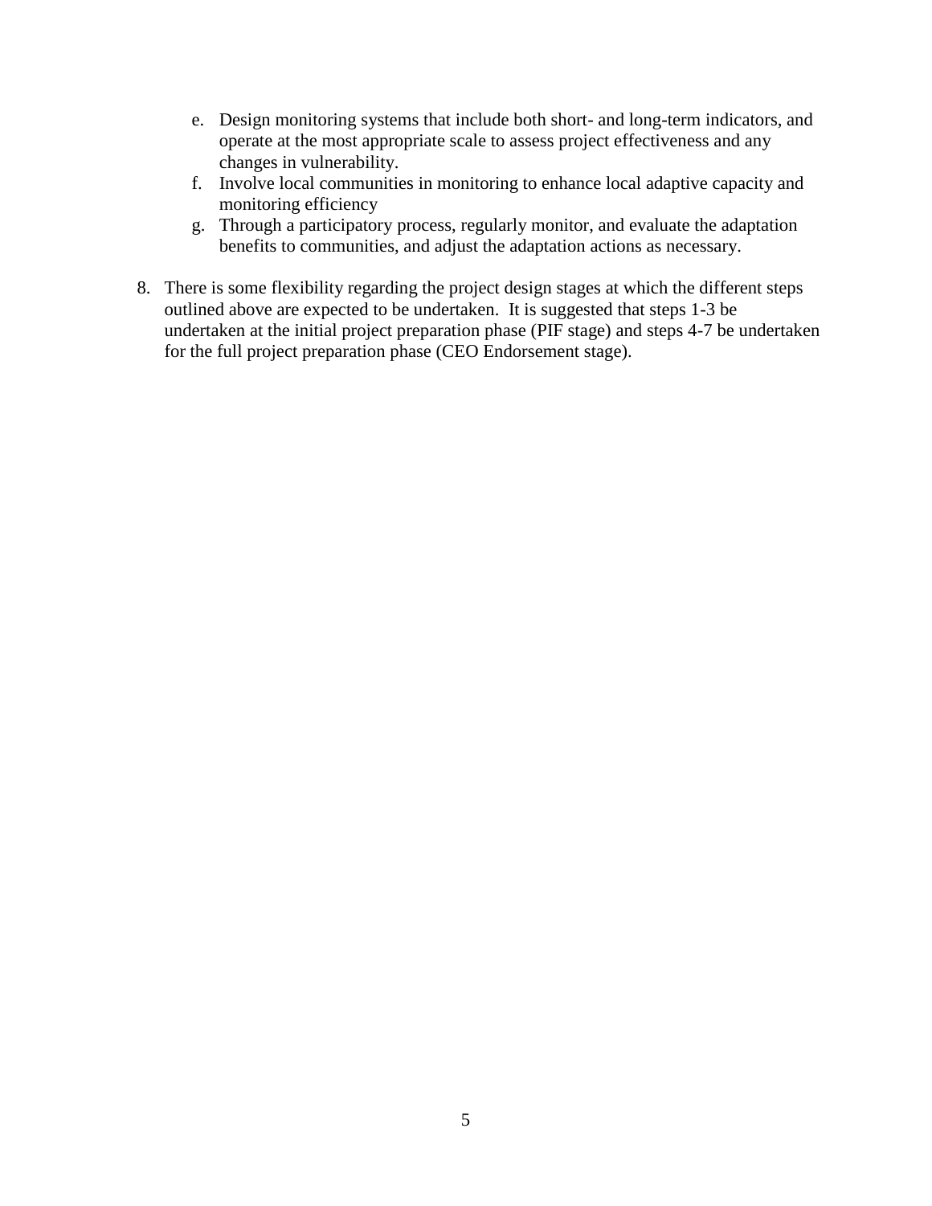e. Design monitoring systems that include both short- and long-term indicators, and operate at the most appropriate scale to assess project effectiveness and any changes in vulnerability.
f. Involve local communities in monitoring to enhance local adaptive capacity and monitoring efficiency
g. Through a participatory process, regularly monitor, and evaluate the adaptation benefits to communities, and adjust the adaptation actions as necessary.

8. There is some flexibility regarding the project design stages at which the different steps outlined above are expected to be undertaken. It is suggested that steps 1-3 be undertaken at the initial project preparation phase (PIF stage) and steps 4-7 be undertaken for the full project preparation phase (CEO Endorsement stage).